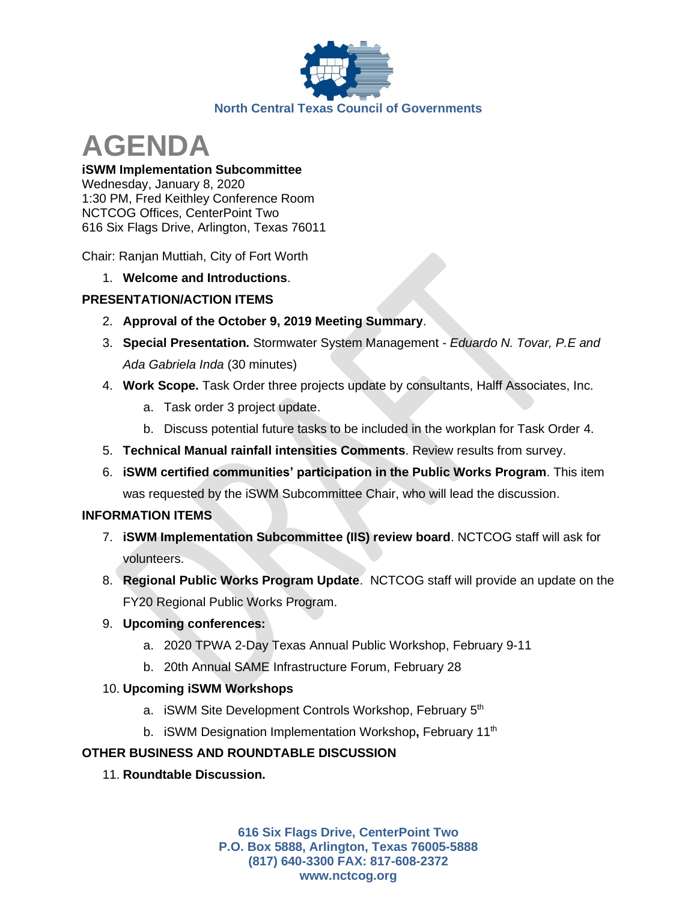North Central Texas Council of Governments

# AGENDA

**iSWM Implementation Subcommittee**
Wednesday, January 8, 2020
1:30 PM, Fred Keithley Conference Room
NCTCOG Offices, CenterPoint Two
616 Six Flags Drive, Arlington, Texas 76011

Chair: Ranjan Muttiah, City of Fort Worth

1. **Welcome and Introductions**.

**PRESENTATION/ACTION ITEMS**

2. **Approval of the October 9, 2019 Meeting Summary**.
3. **Special Presentation.** Stormwater System Management - *Eduardo N. Tovar, P.E and Ada Gabriela Inda* (30 minutes)
4. **Work Scope.** Task Order three projects update by consultants, Halff Associates, Inc.
   a. Task order 3 project update.
   b. Discuss potential future tasks to be included in the workplan for Task Order 4.
5. **Technical Manual rainfall intensities Comments**. Review results from survey.
6. **iSWM certified communities' participation in the Public Works Program**. This item was requested by the iSWM Subcommittee Chair, who will lead the discussion.

**INFORMATION ITEMS**

7. **iSWM Implementation Subcommittee (IIS) review board**. NCTCOG staff will ask for volunteers.
8. **Regional Public Works Program Update**. NCTCOG staff will provide an update on the FY20 Regional Public Works Program.
9. **Upcoming conferences:**
   a. 2020 TPWA 2-Day Texas Annual Public Workshop, February 9-11
   b. 20th Annual SAME Infrastructure Forum, February 28
10. **Upcoming iSWM Workshops**
    a. iSWM Site Development Controls Workshop, February 5th
    b. iSWM Designation Implementation Workshop**,** February 11th

**OTHER BUSINESS AND ROUNDTABLE DISCUSSION**

11. **Roundtable Discussion.**

**616 Six Flags Drive, CenterPoint Two**
**P.O. Box 5888, Arlington, Texas 76005-5888**
**(817) 640-3300 FAX: 817-608-2372**
**www.nctcog.org**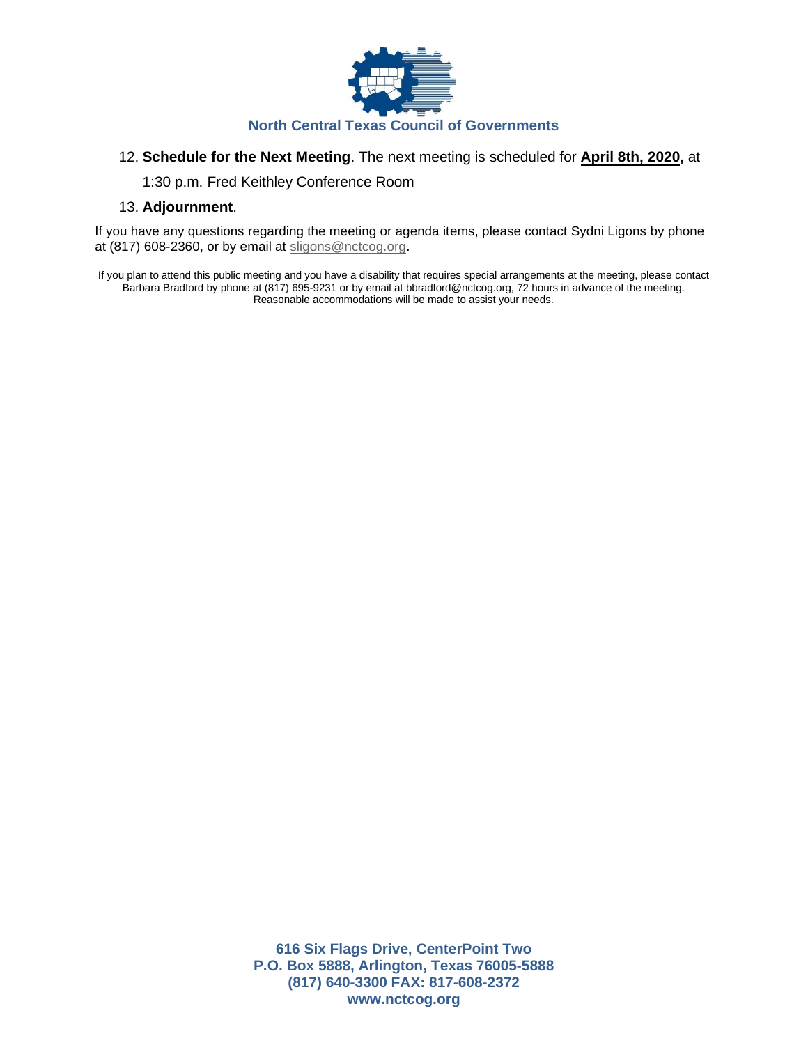North Central Texas Council of Governments

12. **Schedule for the Next Meeting**. The next meeting is scheduled for **April 8th, 2020,** at 1:30 p.m. Fred Keithley Conference Room

13. **Adjournment**.

If you have any questions regarding the meeting or agenda items, please contact Sydni Ligons by phone at (817) 608-2360, or by email at sligons@nctcog.org.

If you plan to attend this public meeting and you have a disability that requires special arrangements at the meeting, please contact Barbara Bradford by phone at (817) 695-9231 or by email at bbradford@nctcog.org, 72 hours in advance of the meeting. Reasonable accommodations will be made to assist your needs.

**616 Six Flags Drive, CenterPoint Two**
**P.O. Box 5888, Arlington, Texas 76005-5888**
**(817) 640-3300 FAX: 817-608-2372**
**www.nctcog.org**